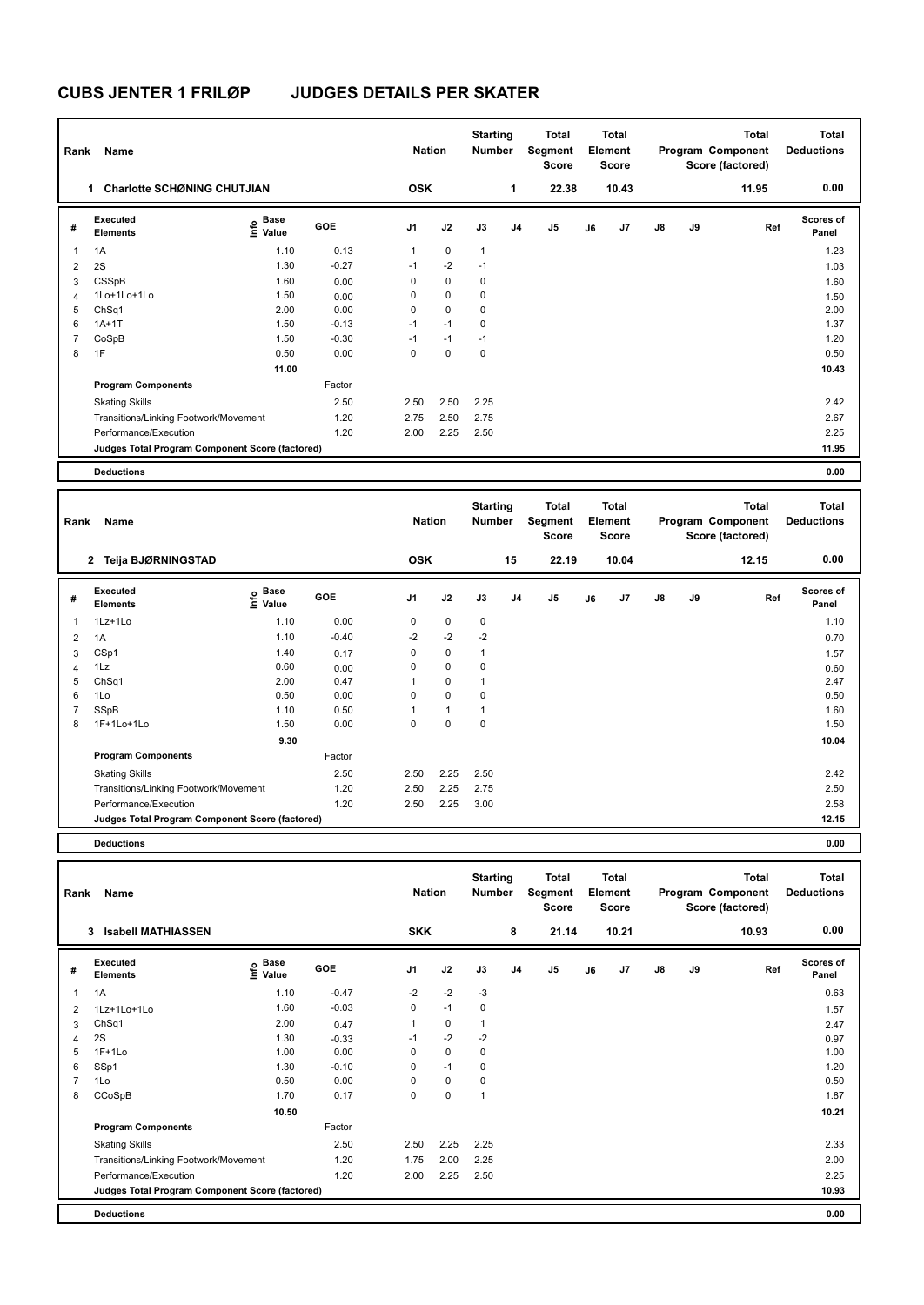# CUBS JENTER 1 FRILØP JUDGES DETAILS PER SKATER

| Rank | Name | Nation | Starting Number | Total Segment Score | Total Element Score | Total Program Component Score (factored) | Total Deductions |
|---|---|---|---|---|---|---|---|
| 1 | Charlotte SCHØNING CHUTJIAN | OSK | 1 | 22.38 | 10.43 | 11.95 | 0.00 |

| # | Executed Elements | Info | Base Value | GOE | J1 | J2 | J3 | J4 | J5 | J6 | J7 | J8 | J9 | Ref | Scores of Panel |
|---|---|---|---|---|---|---|---|---|---|---|---|---|---|---|---|
| 1 | 1A | | 1.10 | 0.13 | 1 | 0 | 1 | | | | | | | | 1.23 |
| 2 | 2S | | 1.30 | -0.27 | -1 | -2 | -1 | | | | | | | | 1.03 |
| 3 | CSSpB | | 1.60 | 0.00 | 0 | 0 | 0 | | | | | | | | 1.60 |
| 4 | 1Lo+1Lo+1Lo | | 1.50 | 0.00 | 0 | 0 | 0 | | | | | | | | 1.50 |
| 5 | ChSq1 | | 2.00 | 0.00 | 0 | 0 | 0 | | | | | | | | 2.00 |
| 6 | 1A+1T | | 1.50 | -0.13 | -1 | -1 | 0 | | | | | | | | 1.37 |
| 7 | CoSpB | | 1.50 | -0.30 | -1 | -1 | -1 | | | | | | | | 1.20 |
| 8 | 1F | | 0.50 | 0.00 | 0 | 0 | 0 | | | | | | | | 0.50 |
| | | | 11.00 | | | | | | | | | | | | 10.43 |
| | **Program Components** | | | Factor | | | | | | | | | | | |
| | Skating Skills | | | 2.50 | 2.50 | 2.50 | 2.25 | | | | | | | | 2.42 |
| | Transitions/Linking Footwork/Movement | | | 1.20 | 2.75 | 2.50 | 2.75 | | | | | | | | 2.67 |
| | Performance/Execution | | | 1.20 | 2.00 | 2.25 | 2.50 | | | | | | | | 2.25 |
| | **Judges Total Program Component Score (factored)** | | | | | | | | | | | | | | 11.95 |
| | **Deductions** | | | | | | | | | | | | | | 0.00 |

| Rank | Name | Nation | Starting Number | Total Segment Score | Total Element Score | Total Program Component Score (factored) | Total Deductions |
|---|---|---|---|---|---|---|---|
| 2 | Teija BJØRNINGSTAD | OSK | 15 | 22.19 | 10.04 | 12.15 | 0.00 |

| # | Executed Elements | Info | Base Value | GOE | J1 | J2 | J3 | J4 | J5 | J6 | J7 | J8 | J9 | Ref | Scores of Panel |
|---|---|---|---|---|---|---|---|---|---|---|---|---|---|---|---|
| 1 | 1Lz+1Lo | | 1.10 | 0.00 | 0 | 0 | 0 | | | | | | | | 1.10 |
| 2 | 1A | | 1.10 | -0.40 | -2 | -2 | -2 | | | | | | | | 0.70 |
| 3 | CSp1 | | 1.40 | 0.17 | 0 | 0 | 1 | | | | | | | | 1.57 |
| 4 | 1Lz | | 0.60 | 0.00 | 0 | 0 | 0 | | | | | | | | 0.60 |
| 5 | ChSq1 | | 2.00 | 0.47 | 1 | 0 | 1 | | | | | | | | 2.47 |
| 6 | 1Lo | | 0.50 | 0.00 | 0 | 0 | 0 | | | | | | | | 0.50 |
| 7 | SSpB | | 1.10 | 0.50 | 1 | 1 | 1 | | | | | | | | 1.60 |
| 8 | 1F+1Lo+1Lo | | 1.50 | 0.00 | 0 | 0 | 0 | | | | | | | | 1.50 |
| | | | 9.30 | | | | | | | | | | | | 10.04 |
| | **Program Components** | | | Factor | | | | | | | | | | | |
| | Skating Skills | | | 2.50 | 2.50 | 2.25 | 2.50 | | | | | | | | 2.42 |
| | Transitions/Linking Footwork/Movement | | | 1.20 | 2.50 | 2.25 | 2.75 | | | | | | | | 2.50 |
| | Performance/Execution | | | 1.20 | 2.50 | 2.25 | 3.00 | | | | | | | | 2.58 |
| | **Judges Total Program Component Score (factored)** | | | | | | | | | | | | | | 12.15 |
| | **Deductions** | | | | | | | | | | | | | | 0.00 |

| Rank | Name | Nation | Starting Number | Total Segment Score | Total Element Score | Total Program Component Score (factored) | Total Deductions |
|---|---|---|---|---|---|---|---|
| 3 | Isabell MATHIASSEN | SKK | 8 | 21.14 | 10.21 | 10.93 | 0.00 |

| # | Executed Elements | Info | Base Value | GOE | J1 | J2 | J3 | J4 | J5 | J6 | J7 | J8 | J9 | Ref | Scores of Panel |
|---|---|---|---|---|---|---|---|---|---|---|---|---|---|---|---|
| 1 | 1A | | 1.10 | -0.47 | -2 | -2 | -3 | | | | | | | | 0.63 |
| 2 | 1Lz+1Lo+1Lo | | 1.60 | -0.03 | 0 | -1 | 0 | | | | | | | | 1.57 |
| 3 | ChSq1 | | 2.00 | 0.47 | 1 | 0 | 1 | | | | | | | | 2.47 |
| 4 | 2S | | 1.30 | -0.33 | -1 | -2 | -2 | | | | | | | | 0.97 |
| 5 | 1F+1Lo | | 1.00 | 0.00 | 0 | 0 | 0 | | | | | | | | 1.00 |
| 6 | SSp1 | | 1.30 | -0.10 | 0 | -1 | 0 | | | | | | | | 1.20 |
| 7 | 1Lo | | 0.50 | 0.00 | 0 | 0 | 0 | | | | | | | | 0.50 |
| 8 | CCoSpB | | 1.70 | 0.17 | 0 | 0 | 1 | | | | | | | | 1.87 |
| | | | 10.50 | | | | | | | | | | | | 10.21 |
| | **Program Components** | | | Factor | | | | | | | | | | | |
| | Skating Skills | | | 2.50 | 2.50 | 2.25 | 2.25 | | | | | | | | 2.33 |
| | Transitions/Linking Footwork/Movement | | | 1.20 | 1.75 | 2.00 | 2.25 | | | | | | | | 2.00 |
| | Performance/Execution | | | 1.20 | 2.00 | 2.25 | 2.50 | | | | | | | | 2.25 |
| | **Judges Total Program Component Score (factored)** | | | | | | | | | | | | | | 10.93 |
| | **Deductions** | | | | | | | | | | | | | | 0.00 |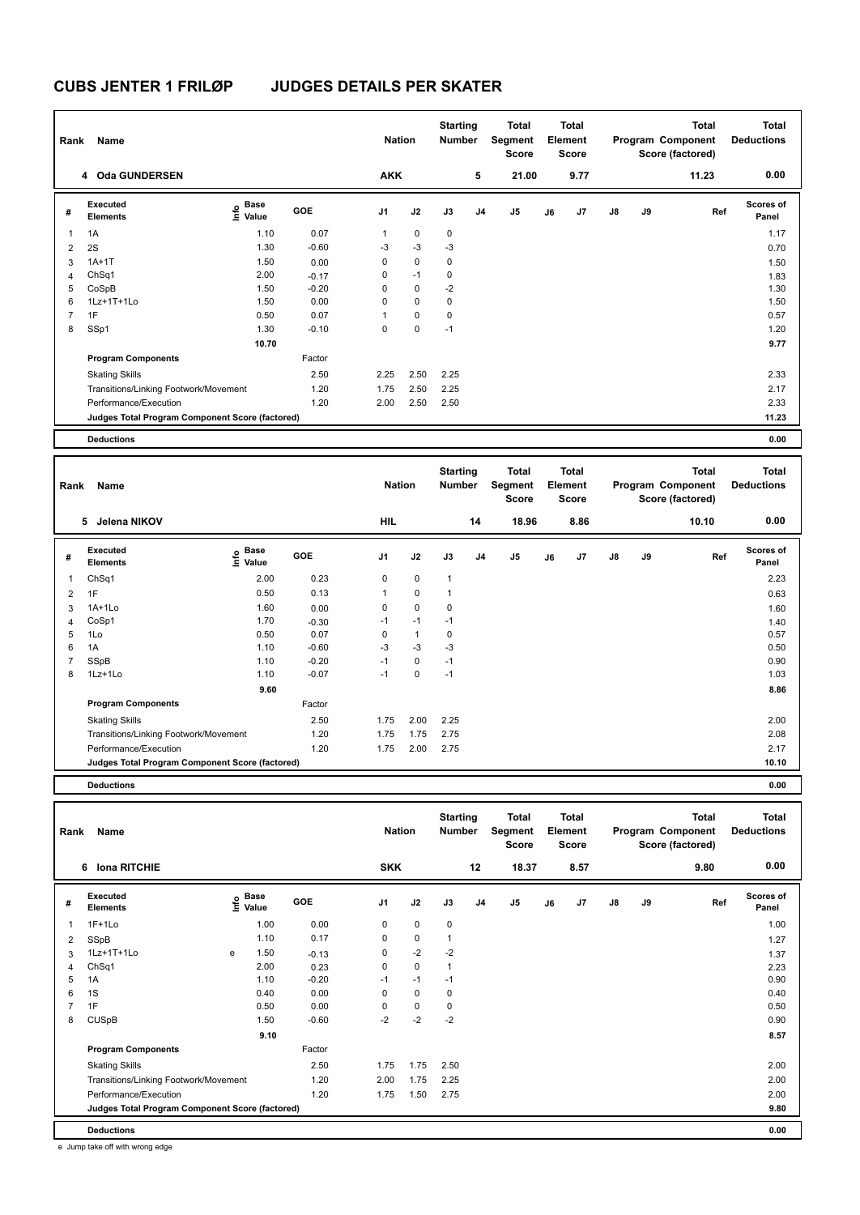# CUBS JENTER 1 FRILØP JUDGES DETAILS PER SKATER

| Rank | Name | Nation | Starting Number | Total Segment Score | Total Element Score | Total Program Component Score (factored) | Total Deductions |
|---|---|---|---|---|---|---|---|
| 4 | Oda GUNDERSEN | AKK | 5 | 21.00 | 9.77 | 11.23 | 0.00 |

| # | Executed Elements | Info | Base Value | GOE | J1 | J2 | J3 | J4 | J5 | J6 | J7 | J8 | J9 | Ref | Scores of Panel |
|---|---|---|---|---|---|---|---|---|---|---|---|---|---|---|---|
| 1 | 1A | | 1.10 | 0.07 | 1 | 0 | 0 | | | | | | | | 1.17 |
| 2 | 2S | | 1.30 | -0.60 | -3 | -3 | -3 | | | | | | | | 0.70 |
| 3 | 1A+1T | | 1.50 | 0.00 | 0 | 0 | 0 | | | | | | | | 1.50 |
| 4 | ChSq1 | | 2.00 | -0.17 | 0 | -1 | 0 | | | | | | | | 1.83 |
| 5 | CoSpB | | 1.50 | -0.20 | 0 | 0 | -2 | | | | | | | | 1.30 |
| 6 | 1Lz+1T+1Lo | | 1.50 | 0.00 | 0 | 0 | 0 | | | | | | | | 1.50 |
| 7 | 1F | | 0.50 | 0.07 | 1 | 0 | 0 | | | | | | | | 0.57 |
| 8 | SSp1 | | 1.30 | -0.10 | 0 | 0 | -1 | | | | | | | | 1.20 |
| | | | 10.70 | | | | | | | | | | | | 9.77 |
| | **Program Components** | | | Factor | | | | | | | | | | | |
| | Skating Skills | | | 2.50 | 2.25 | 2.50 | 2.25 | | | | | | | | 2.33 |
| | Transitions/Linking Footwork/Movement | | | 1.20 | 1.75 | 2.50 | 2.25 | | | | | | | | 2.17 |
| | Performance/Execution | | | 1.20 | 2.00 | 2.50 | 2.50 | | | | | | | | 2.33 |
| | **Judges Total Program Component Score (factored)** | | | | | | | | | | | | | | 11.23 |
| | **Deductions** | | | | | | | | | | | | | | 0.00 |

| Rank | Name | Nation | Starting Number | Total Segment Score | Total Element Score | Total Program Component Score (factored) | Total Deductions |
|---|---|---|---|---|---|---|---|
| 5 | Jelena NIKOV | HIL | 14 | 18.96 | 8.86 | 10.10 | 0.00 |

| # | Executed Elements | Info | Base Value | GOE | J1 | J2 | J3 | J4 | J5 | J6 | J7 | J8 | J9 | Ref | Scores of Panel |
|---|---|---|---|---|---|---|---|---|---|---|---|---|---|---|---|
| 1 | ChSq1 | | 2.00 | 0.23 | 0 | 0 | 1 | | | | | | | | 2.23 |
| 2 | 1F | | 0.50 | 0.13 | 1 | 0 | 1 | | | | | | | | 0.63 |
| 3 | 1A+1Lo | | 1.60 | 0.00 | 0 | 0 | 0 | | | | | | | | 1.60 |
| 4 | CoSp1 | | 1.70 | -0.30 | -1 | -1 | -1 | | | | | | | | 1.40 |
| 5 | 1Lo | | 0.50 | 0.07 | 0 | 1 | 0 | | | | | | | | 0.57 |
| 6 | 1A | | 1.10 | -0.60 | -3 | -3 | -3 | | | | | | | | 0.50 |
| 7 | SSpB | | 1.10 | -0.20 | -1 | 0 | -1 | | | | | | | | 0.90 |
| 8 | 1Lz+1Lo | | 1.10 | -0.07 | -1 | 0 | -1 | | | | | | | | 1.03 |
| | | | 9.60 | | | | | | | | | | | | 8.86 |
| | **Program Components** | | | Factor | | | | | | | | | | | |
| | Skating Skills | | | 2.50 | 1.75 | 2.00 | 2.25 | | | | | | | | 2.00 |
| | Transitions/Linking Footwork/Movement | | | 1.20 | 1.75 | 1.75 | 2.75 | | | | | | | | 2.08 |
| | Performance/Execution | | | 1.20 | 1.75 | 2.00 | 2.75 | | | | | | | | 2.17 |
| | **Judges Total Program Component Score (factored)** | | | | | | | | | | | | | | 10.10 |
| | **Deductions** | | | | | | | | | | | | | | 0.00 |

| Rank | Name | Nation | Starting Number | Total Segment Score | Total Element Score | Total Program Component Score (factored) | Total Deductions |
|---|---|---|---|---|---|---|---|
| 6 | Iona RITCHIE | SKK | 12 | 18.37 | 8.57 | 9.80 | 0.00 |

| # | Executed Elements | Info | Base Value | GOE | J1 | J2 | J3 | J4 | J5 | J6 | J7 | J8 | J9 | Ref | Scores of Panel |
|---|---|---|---|---|---|---|---|---|---|---|---|---|---|---|---|
| 1 | 1F+1Lo | | 1.00 | 0.00 | 0 | 0 | 0 | | | | | | | | 1.00 |
| 2 | SSpB | | 1.10 | 0.17 | 0 | 0 | 1 | | | | | | | | 1.27 |
| 3 | 1Lz+1T+1Lo | e | 1.50 | -0.13 | 0 | -2 | -2 | | | | | | | | 1.37 |
| 4 | ChSq1 | | 2.00 | 0.23 | 0 | 0 | 1 | | | | | | | | 2.23 |
| 5 | 1A | | 1.10 | -0.20 | -1 | -1 | -1 | | | | | | | | 0.90 |
| 6 | 1S | | 0.40 | 0.00 | 0 | 0 | 0 | | | | | | | | 0.40 |
| 7 | 1F | | 0.50 | 0.00 | 0 | 0 | 0 | | | | | | | | 0.50 |
| 8 | CUSpB | | 1.50 | -0.60 | -2 | -2 | -2 | | | | | | | | 0.90 |
| | | | 9.10 | | | | | | | | | | | | 8.57 |
| | **Program Components** | | | Factor | | | | | | | | | | | |
| | Skating Skills | | | 2.50 | 1.75 | 1.75 | 2.50 | | | | | | | | 2.00 |
| | Transitions/Linking Footwork/Movement | | | 1.20 | 2.00 | 1.75 | 2.25 | | | | | | | | 2.00 |
| | Performance/Execution | | | 1.20 | 1.75 | 1.50 | 2.75 | | | | | | | | 2.00 |
| | **Judges Total Program Component Score (factored)** | | | | | | | | | | | | | | 9.80 |
| | **Deductions** | | | | | | | | | | | | | | 0.00 |

e Jump take off with wrong edge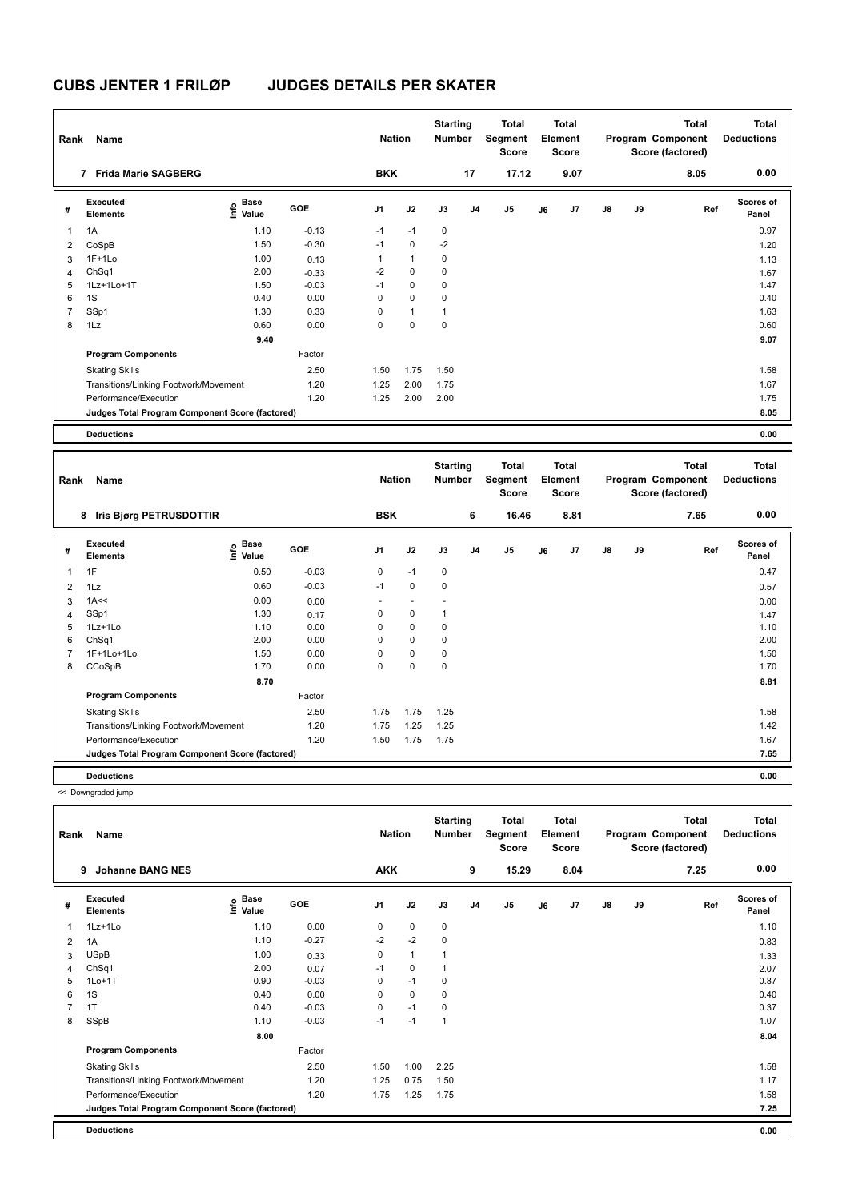# CUBS JENTER 1 FRILØP JUDGES DETAILS PER SKATER

| Rank | Name | Nation | Starting Number | Total Segment Score | Total Element Score | Total Program Component Score (factored) | Total Deductions |
|---|---|---|---|---|---|---|---|
| 7 | Frida Marie SAGBERG | BKK | 17 | 17.12 | 9.07 | 8.05 | 0.00 |

| # | Executed Elements | Info | Base Value | GOE | J1 | J2 | J3 | J4 | J5 | J6 | J7 | J8 | J9 | Ref | Scores of Panel |
|---|---|---|---|---|---|---|---|---|---|---|---|---|---|---|---|
| 1 | 1A | | 1.10 | -0.13 | -1 | -1 | 0 | | | | | | | | 0.97 |
| 2 | CoSpB | | 1.50 | -0.30 | -1 | 0 | -2 | | | | | | | | 1.20 |
| 3 | 1F+1Lo | | 1.00 | 0.13 | 1 | 1 | 0 | | | | | | | | 1.13 |
| 4 | ChSq1 | | 2.00 | -0.33 | -2 | 0 | 0 | | | | | | | | 1.67 |
| 5 | 1Lz+1Lo+1T | | 1.50 | -0.03 | -1 | 0 | 0 | | | | | | | | 1.47 |
| 6 | 1S | | 0.40 | 0.00 | 0 | 0 | 0 | | | | | | | | 0.40 |
| 7 | SSp1 | | 1.30 | 0.33 | 0 | 1 | 1 | | | | | | | | 1.63 |
| 8 | 1Lz | | 0.60 | 0.00 | 0 | 0 | 0 | | | | | | | | 0.60 |
| | | | 9.40 | | | | | | | | | | | | 9.07 |
| | **Program Components** | | | Factor | | | | | | | | | | | |
| | Skating Skills | | | 2.50 | 1.50 | 1.75 | 1.50 | | | | | | | | 1.58 |
| | Transitions/Linking Footwork/Movement | | | 1.20 | 1.25 | 2.00 | 1.75 | | | | | | | | 1.67 |
| | Performance/Execution | | | 1.20 | 1.25 | 2.00 | 2.00 | | | | | | | | 1.75 |
| | **Judges Total Program Component Score (factored)** | | | | | | | | | | | | | | 8.05 |
| | **Deductions** | | | | | | | | | | | | | | 0.00 |

| Rank | Name | Nation | Starting Number | Total Segment Score | Total Element Score | Total Program Component Score (factored) | Total Deductions |
|---|---|---|---|---|---|---|---|
| 8 | Iris Bjørg PETRUSDOTTIR | BSK | 6 | 16.46 | 8.81 | 7.65 | 0.00 |

| # | Executed Elements | Info | Base Value | GOE | J1 | J2 | J3 | J4 | J5 | J6 | J7 | J8 | J9 | Ref | Scores of Panel |
|---|---|---|---|---|---|---|---|---|---|---|---|---|---|---|---|
| 1 | 1F | | 0.50 | -0.03 | 0 | -1 | 0 | | | | | | | | 0.47 |
| 2 | 1Lz | | 0.60 | -0.03 | -1 | 0 | 0 | | | | | | | | 0.57 |
| 3 | 1A<< | | 0.00 | 0.00 | - | - | - | | | | | | | | 0.00 |
| 4 | SSp1 | | 1.30 | 0.17 | 0 | 0 | 1 | | | | | | | | 1.47 |
| 5 | 1Lz+1Lo | | 1.10 | 0.00 | 0 | 0 | 0 | | | | | | | | 1.10 |
| 6 | ChSq1 | | 2.00 | 0.00 | 0 | 0 | 0 | | | | | | | | 2.00 |
| 7 | 1F+1Lo+1Lo | | 1.50 | 0.00 | 0 | 0 | 0 | | | | | | | | 1.50 |
| 8 | CCoSpB | | 1.70 | 0.00 | 0 | 0 | 0 | | | | | | | | 1.70 |
| | | | 8.70 | | | | | | | | | | | | 8.81 |
| | **Program Components** | | | Factor | | | | | | | | | | | |
| | Skating Skills | | | 2.50 | 1.75 | 1.75 | 1.25 | | | | | | | | 1.58 |
| | Transitions/Linking Footwork/Movement | | | 1.20 | 1.75 | 1.25 | 1.25 | | | | | | | | 1.42 |
| | Performance/Execution | | | 1.20 | 1.50 | 1.75 | 1.75 | | | | | | | | 1.67 |
| | **Judges Total Program Component Score (factored)** | | | | | | | | | | | | | | 7.65 |
| | **Deductions** | | | | | | | | | | | | | | 0.00 |

<< Downgraded jump

| Rank | Name | Nation | Starting Number | Total Segment Score | Total Element Score | Total Program Component Score (factored) | Total Deductions |
|---|---|---|---|---|---|---|---|
| 9 | Johanne BANG NES | AKK | 9 | 15.29 | 8.04 | 7.25 | 0.00 |

| # | Executed Elements | Info | Base Value | GOE | J1 | J2 | J3 | J4 | J5 | J6 | J7 | J8 | J9 | Ref | Scores of Panel |
|---|---|---|---|---|---|---|---|---|---|---|---|---|---|---|---|
| 1 | 1Lz+1Lo | | 1.10 | 0.00 | 0 | 0 | 0 | | | | | | | | 1.10 |
| 2 | 1A | | 1.10 | -0.27 | -2 | -2 | 0 | | | | | | | | 0.83 |
| 3 | USpB | | 1.00 | 0.33 | 0 | 1 | 1 | | | | | | | | 1.33 |
| 4 | ChSq1 | | 2.00 | 0.07 | -1 | 0 | 1 | | | | | | | | 2.07 |
| 5 | 1Lo+1T | | 0.90 | -0.03 | 0 | -1 | 0 | | | | | | | | 0.87 |
| 6 | 1S | | 0.40 | 0.00 | 0 | 0 | 0 | | | | | | | | 0.40 |
| 7 | 1T | | 0.40 | -0.03 | 0 | -1 | 0 | | | | | | | | 0.37 |
| 8 | SSpB | | 1.10 | -0.03 | -1 | -1 | 1 | | | | | | | | 1.07 |
| | | | 8.00 | | | | | | | | | | | | 8.04 |
| | **Program Components** | | | Factor | | | | | | | | | | | |
| | Skating Skills | | | 2.50 | 1.50 | 1.00 | 2.25 | | | | | | | | 1.58 |
| | Transitions/Linking Footwork/Movement | | | 1.20 | 1.25 | 0.75 | 1.50 | | | | | | | | 1.17 |
| | Performance/Execution | | | 1.20 | 1.75 | 1.25 | 1.75 | | | | | | | | 1.58 |
| | **Judges Total Program Component Score (factored)** | | | | | | | | | | | | | | 7.25 |
| | **Deductions** | | | | | | | | | | | | | | 0.00 |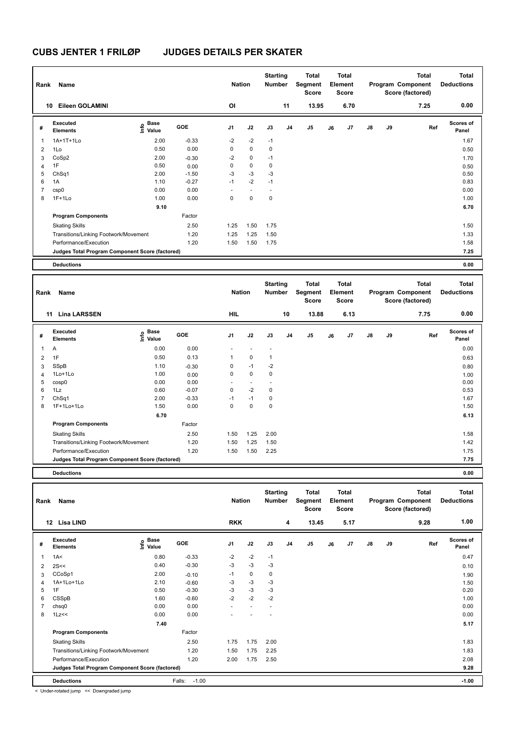# CUBS JENTER 1 FRILØP JUDGES DETAILS PER SKATER

| Rank | Name | Nation | Starting Number | Total Segment Score | Total Element Score | Total Program Component Score (factored) | Total Deductions |
|---|---|---|---|---|---|---|---|
| 10 | Eileen GOLAMINI | OI | 11 | 13.95 | 6.70 | 7.25 | 0.00 |

| # | Executed Elements | Info | Base Value | GOE | J1 | J2 | J3 | J4 | J5 | J6 | J7 | J8 | J9 | Ref | Scores of Panel |
|---|---|---|---|---|---|---|---|---|---|---|---|---|---|---|---|
| 1 | 1A+1T+1Lo | | 2.00 | -0.33 | -2 | -2 | -1 | | | | | | | | 1.67 |
| 2 | 1Lo | | 0.50 | 0.00 | 0 | 0 | 0 | | | | | | | | 0.50 |
| 3 | CoSp2 | | 2.00 | -0.30 | -2 | 0 | -1 | | | | | | | | 1.70 |
| 4 | 1F | | 0.50 | 0.00 | 0 | 0 | 0 | | | | | | | | 0.50 |
| 5 | ChSq1 | | 2.00 | -1.50 | -3 | -3 | -3 | | | | | | | | 0.50 |
| 6 | 1A | | 1.10 | -0.27 | -1 | -2 | -1 | | | | | | | | 0.83 |
| 7 | csp0 | | 0.00 | 0.00 | - | - | - | | | | | | | | 0.00 |
| 8 | 1F+1Lo | | 1.00 | 0.00 | 0 | 0 | 0 | | | | | | | | 1.00 |
| | | | 9.10 | | | | | | | | | | | | 6.70 |
| | **Program Components** | | | Factor | | | | | | | | | | | |
| | Skating Skills | | | 2.50 | 1.25 | 1.50 | 1.75 | | | | | | | | 1.50 |
| | Transitions/Linking Footwork/Movement | | | 1.20 | 1.25 | 1.25 | 1.50 | | | | | | | | 1.33 |
| | Performance/Execution | | | 1.20 | 1.50 | 1.50 | 1.75 | | | | | | | | 1.58 |
| | **Judges Total Program Component Score (factored)** | | | | | | | | | | | | | | 7.25 |
| | **Deductions** | | | | | | | | | | | | | | 0.00 |

| Rank | Name | Nation | Starting Number | Total Segment Score | Total Element Score | Total Program Component Score (factored) | Total Deductions |
|---|---|---|---|---|---|---|---|
| 11 | Lina LARSSEN | HIL | 10 | 13.88 | 6.13 | 7.75 | 0.00 |

| # | Executed Elements | Info | Base Value | GOE | J1 | J2 | J3 | J4 | J5 | J6 | J7 | J8 | J9 | Ref | Scores of Panel |
|---|---|---|---|---|---|---|---|---|---|---|---|---|---|---|---|
| 1 | A | | 0.00 | 0.00 | - | - | - | | | | | | | | 0.00 |
| 2 | 1F | | 0.50 | 0.13 | 1 | 0 | 1 | | | | | | | | 0.63 |
| 3 | SSpB | | 1.10 | -0.30 | 0 | -1 | -2 | | | | | | | | 0.80 |
| 4 | 1Lo+1Lo | | 1.00 | 0.00 | 0 | 0 | 0 | | | | | | | | 1.00 |
| 5 | cosp0 | | 0.00 | 0.00 | - | - | - | | | | | | | | 0.00 |
| 6 | 1Lz | | 0.60 | -0.07 | 0 | -2 | 0 | | | | | | | | 0.53 |
| 7 | ChSq1 | | 2.00 | -0.33 | -1 | -1 | 0 | | | | | | | | 1.67 |
| 8 | 1F+1Lo+1Lo | | 1.50 | 0.00 | 0 | 0 | 0 | | | | | | | | 1.50 |
| | | | 6.70 | | | | | | | | | | | | 6.13 |
| | **Program Components** | | | Factor | | | | | | | | | | | |
| | Skating Skills | | | 2.50 | 1.50 | 1.25 | 2.00 | | | | | | | | 1.58 |
| | Transitions/Linking Footwork/Movement | | | 1.20 | 1.50 | 1.25 | 1.50 | | | | | | | | 1.42 |
| | Performance/Execution | | | 1.20 | 1.50 | 1.50 | 2.25 | | | | | | | | 1.75 |
| | **Judges Total Program Component Score (factored)** | | | | | | | | | | | | | | 7.75 |
| | **Deductions** | | | | | | | | | | | | | | 0.00 |

| Rank | Name | Nation | Starting Number | Total Segment Score | Total Element Score | Total Program Component Score (factored) | Total Deductions |
|---|---|---|---|---|---|---|---|
| 12 | Lisa LIND | RKK | 4 | 13.45 | 5.17 | 9.28 | 1.00 |

| # | Executed Elements | Info | Base Value | GOE | J1 | J2 | J3 | J4 | J5 | J6 | J7 | J8 | J9 | Ref | Scores of Panel |
|---|---|---|---|---|---|---|---|---|---|---|---|---|---|---|---|
| 1 | 1A< | | 0.80 | -0.33 | -2 | -2 | -1 | | | | | | | | 0.47 |
| 2 | 2S<< | | 0.40 | -0.30 | -3 | -3 | -3 | | | | | | | | 0.10 |
| 3 | CCoSp1 | | 2.00 | -0.10 | -1 | 0 | 0 | | | | | | | | 1.90 |
| 4 | 1A+1Lo+1Lo | | 2.10 | -0.60 | -3 | -3 | -3 | | | | | | | | 1.50 |
| 5 | 1F | | 0.50 | -0.30 | -3 | -3 | -3 | | | | | | | | 0.20 |
| 6 | CSSpB | | 1.60 | -0.60 | -2 | -2 | -2 | | | | | | | | 1.00 |
| 7 | chsq0 | | 0.00 | 0.00 | - | - | - | | | | | | | | 0.00 |
| 8 | 1Lz<< | | 0.00 | 0.00 | - | - | - | | | | | | | | 0.00 |
| | | | 7.40 | | | | | | | | | | | | 5.17 |
| | **Program Components** | | | Factor | | | | | | | | | | | |
| | Skating Skills | | | 2.50 | 1.75 | 1.75 | 2.00 | | | | | | | | 1.83 |
| | Transitions/Linking Footwork/Movement | | | 1.20 | 1.50 | 1.75 | 2.25 | | | | | | | | 1.83 |
| | Performance/Execution | | | 1.20 | 2.00 | 1.75 | 2.50 | | | | | | | | 2.08 |
| | **Judges Total Program Component Score (factored)** | | | | | | | | | | | | | | 9.28 |
| | **Deductions** | | | Falls: -1.00 | | | | | | | | | | | -1.00 |

< Under-rotated jump << Downgraded jump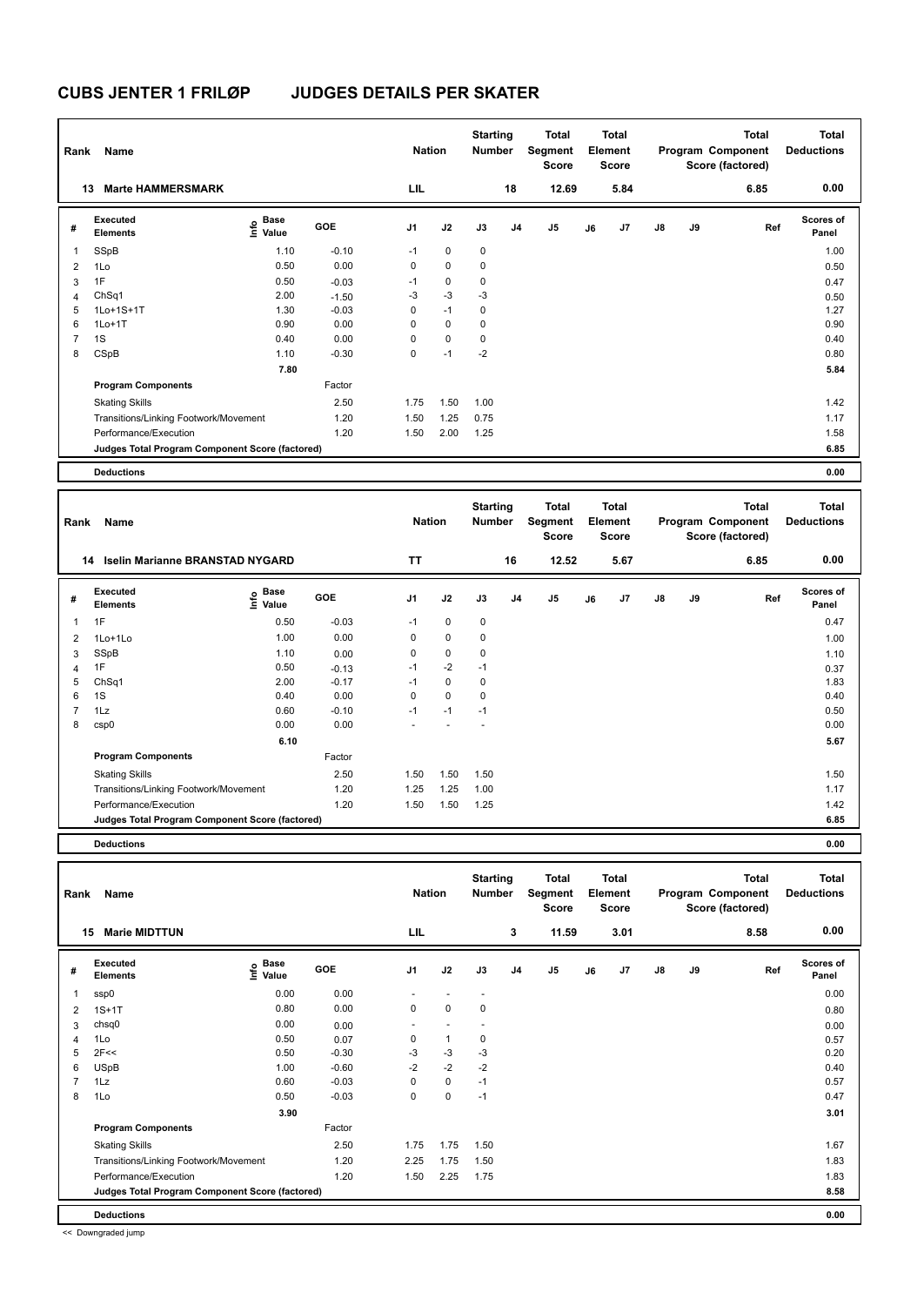# CUBS JENTER 1 FRILØP JUDGES DETAILS PER SKATER

| Rank | Name | Nation | Starting Number | Total Segment Score | Total Element Score | Total Program Component Score (factored) | Total Deductions |
|---|---|---|---|---|---|---|---|
| 13 | Marte HAMMERSMARK | LIL | 18 | 12.69 | 5.84 | 6.85 | 0.00 |

| # | Executed Elements | Info | Base Value | GOE | J1 | J2 | J3 | J4 | J5 | J6 | J7 | J8 | J9 | Ref | Scores of Panel |
|---|---|---|---|---|---|---|---|---|---|---|---|---|---|---|---|
| 1 | SSpB | | 1.10 | -0.10 | -1 | 0 | 0 | | | | | | | | 1.00 |
| 2 | 1Lo | | 0.50 | 0.00 | 0 | 0 | 0 | | | | | | | | 0.50 |
| 3 | 1F | | 0.50 | -0.03 | -1 | 0 | 0 | | | | | | | | 0.47 |
| 4 | ChSq1 | | 2.00 | -1.50 | -3 | -3 | -3 | | | | | | | | 0.50 |
| 5 | 1Lo+1S+1T | | 1.30 | -0.03 | 0 | -1 | 0 | | | | | | | | 1.27 |
| 6 | 1Lo+1T | | 0.90 | 0.00 | 0 | 0 | 0 | | | | | | | | 0.90 |
| 7 | 1S | | 0.40 | 0.00 | 0 | 0 | 0 | | | | | | | | 0.40 |
| 8 | CSpB | | 1.10 | -0.30 | 0 | -1 | -2 | | | | | | | | 0.80 |
| | | | 7.80 | | | | | | | | | | | | 5.84 |
| | **Program Components** | | | Factor | | | | | | | | | | | |
| | Skating Skills | | | 2.50 | 1.75 | 1.50 | 1.00 | | | | | | | | 1.42 |
| | Transitions/Linking Footwork/Movement | | | 1.20 | 1.50 | 1.25 | 0.75 | | | | | | | | 1.17 |
| | Performance/Execution | | | 1.20 | 1.50 | 2.00 | 1.25 | | | | | | | | 1.58 |
| | **Judges Total Program Component Score (factored)** | | | | | | | | | | | | | | 6.85 |
| | **Deductions** | | | | | | | | | | | | | | 0.00 |

| Rank | Name | Nation | Starting Number | Total Segment Score | Total Element Score | Total Program Component Score (factored) | Total Deductions |
|---|---|---|---|---|---|---|---|
| 14 | Iselin Marianne BRANSTAD NYGARD | TT | 16 | 12.52 | 5.67 | 6.85 | 0.00 |

| # | Executed Elements | Info | Base Value | GOE | J1 | J2 | J3 | J4 | J5 | J6 | J7 | J8 | J9 | Ref | Scores of Panel |
|---|---|---|---|---|---|---|---|---|---|---|---|---|---|---|---|
| 1 | 1F | | 0.50 | -0.03 | -1 | 0 | 0 | | | | | | | | 0.47 |
| 2 | 1Lo+1Lo | | 1.00 | 0.00 | 0 | 0 | 0 | | | | | | | | 1.00 |
| 3 | SSpB | | 1.10 | 0.00 | 0 | 0 | 0 | | | | | | | | 1.10 |
| 4 | 1F | | 0.50 | -0.13 | -1 | -2 | -1 | | | | | | | | 0.37 |
| 5 | ChSq1 | | 2.00 | -0.17 | -1 | 0 | 0 | | | | | | | | 1.83 |
| 6 | 1S | | 0.40 | 0.00 | 0 | 0 | 0 | | | | | | | | 0.40 |
| 7 | 1Lz | | 0.60 | -0.10 | -1 | -1 | -1 | | | | | | | | 0.50 |
| 8 | csp0 | | 0.00 | 0.00 | - | - | - | | | | | | | | 0.00 |
| | | | 6.10 | | | | | | | | | | | | 5.67 |
| | **Program Components** | | | Factor | | | | | | | | | | | |
| | Skating Skills | | | 2.50 | 1.50 | 1.50 | 1.50 | | | | | | | | 1.50 |
| | Transitions/Linking Footwork/Movement | | | 1.20 | 1.25 | 1.25 | 1.00 | | | | | | | | 1.17 |
| | Performance/Execution | | | 1.20 | 1.50 | 1.50 | 1.25 | | | | | | | | 1.42 |
| | **Judges Total Program Component Score (factored)** | | | | | | | | | | | | | | 6.85 |
| | **Deductions** | | | | | | | | | | | | | | 0.00 |

| Rank | Name | Nation | Starting Number | Total Segment Score | Total Element Score | Total Program Component Score (factored) | Total Deductions |
|---|---|---|---|---|---|---|---|
| 15 | Marie MIDTTUN | LIL | 3 | 11.59 | 3.01 | 8.58 | 0.00 |

| # | Executed Elements | Info | Base Value | GOE | J1 | J2 | J3 | J4 | J5 | J6 | J7 | J8 | J9 | Ref | Scores of Panel |
|---|---|---|---|---|---|---|---|---|---|---|---|---|---|---|---|
| 1 | ssp0 | | 0.00 | 0.00 | - | - | - | | | | | | | | 0.00 |
| 2 | 1S+1T | | 0.80 | 0.00 | 0 | 0 | 0 | | | | | | | | 0.80 |
| 3 | chsq0 | | 0.00 | 0.00 | - | - | - | | | | | | | | 0.00 |
| 4 | 1Lo | | 0.50 | 0.07 | 0 | 1 | 0 | | | | | | | | 0.57 |
| 5 | 2F<< | | 0.50 | -0.30 | -3 | -3 | -3 | | | | | | | | 0.20 |
| 6 | USpB | | 1.00 | -0.60 | -2 | -2 | -2 | | | | | | | | 0.40 |
| 7 | 1Lz | | 0.60 | -0.03 | 0 | 0 | -1 | | | | | | | | 0.57 |
| 8 | 1Lo | | 0.50 | -0.03 | 0 | 0 | -1 | | | | | | | | 0.47 |
| | | | 3.90 | | | | | | | | | | | | 3.01 |
| | **Program Components** | | | Factor | | | | | | | | | | | |
| | Skating Skills | | | 2.50 | 1.75 | 1.75 | 1.50 | | | | | | | | 1.67 |
| | Transitions/Linking Footwork/Movement | | | 1.20 | 2.25 | 1.75 | 1.50 | | | | | | | | 1.83 |
| | Performance/Execution | | | 1.20 | 1.50 | 2.25 | 1.75 | | | | | | | | 1.83 |
| | **Judges Total Program Component Score (factored)** | | | | | | | | | | | | | | 8.58 |
| | **Deductions** | | | | | | | | | | | | | | 0.00 |

<< Downgraded jump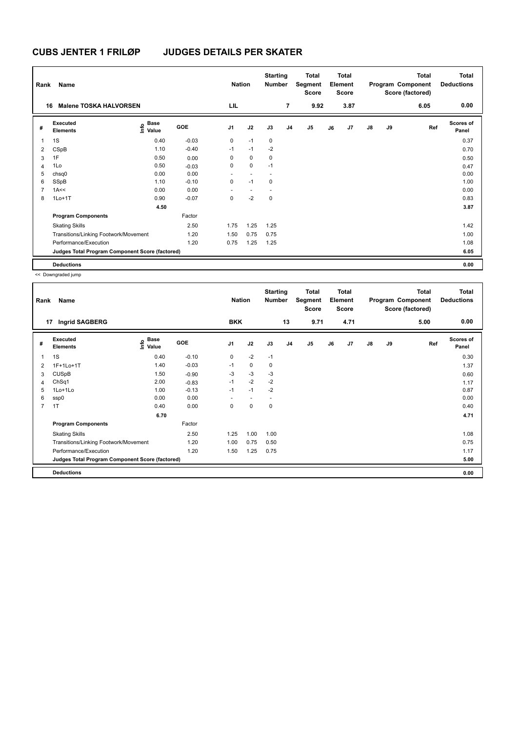# CUBS JENTER 1 FRILØP JUDGES DETAILS PER SKATER

| Rank | Name | Nation | Starting Number | Total Segment Score | Total Element Score | Total Program Component Score (factored) | Total Deductions |
|---|---|---|---|---|---|---|---|
| 16 | Malene TOSKA HALVORSEN | LIL | 7 | 9.92 | 3.87 | 6.05 | 0.00 |

| # | Executed Elements | Info | Base Value | GOE | J1 | J2 | J3 | J4 | J5 | J6 | J7 | J8 | J9 | Ref | Scores of Panel |
|---|---|---|---|---|---|---|---|---|---|---|---|---|---|---|---|
| 1 | 1S | | 0.40 | -0.03 | 0 | -1 | 0 | | | | | | | | 0.37 |
| 2 | CSpB | | 1.10 | -0.40 | -1 | -1 | -2 | | | | | | | | 0.70 |
| 3 | 1F | | 0.50 | 0.00 | 0 | 0 | 0 | | | | | | | | 0.50 |
| 4 | 1Lo | | 0.50 | -0.03 | 0 | 0 | -1 | | | | | | | | 0.47 |
| 5 | chsq0 | | 0.00 | 0.00 | - | - | - | | | | | | | | 0.00 |
| 6 | SSpB | | 1.10 | -0.10 | 0 | -1 | 0 | | | | | | | | 1.00 |
| 7 | 1A<< | | 0.00 | 0.00 | - | - | - | | | | | | | | 0.00 |
| 8 | 1Lo+1T | | 0.90 | -0.07 | 0 | -2 | 0 | | | | | | | | 0.83 |
| | | | 4.50 | | | | | | | | | | | | 3.87 |
| | **Program Components** | | | Factor | | | | | | | | | | | |
| | Skating Skills | | | 2.50 | 1.75 | 1.25 | 1.25 | | | | | | | | 1.42 |
| | Transitions/Linking Footwork/Movement | | | 1.20 | 1.50 | 0.75 | 0.75 | | | | | | | | 1.00 |
| | Performance/Execution | | | 1.20 | 0.75 | 1.25 | 1.25 | | | | | | | | 1.08 |
| | **Judges Total Program Component Score (factored)** | | | | | | | | | | | | | | 6.05 |
| | **Deductions** | | | | | | | | | | | | | | 0.00 |

<< Downgraded jump

| Rank | Name | Nation | Starting Number | Total Segment Score | Total Element Score | Total Program Component Score (factored) | Total Deductions |
|---|---|---|---|---|---|---|---|
| 17 | Ingrid SAGBERG | BKK | 13 | 9.71 | 4.71 | 5.00 | 0.00 |

| # | Executed Elements | Info | Base Value | GOE | J1 | J2 | J3 | J4 | J5 | J6 | J7 | J8 | J9 | Ref | Scores of Panel |
|---|---|---|---|---|---|---|---|---|---|---|---|---|---|---|---|
| 1 | 1S | | 0.40 | -0.10 | 0 | -2 | -1 | | | | | | | | 0.30 |
| 2 | 1F+1Lo+1T | | 1.40 | -0.03 | -1 | 0 | 0 | | | | | | | | 1.37 |
| 3 | CUSpB | | 1.50 | -0.90 | -3 | -3 | -3 | | | | | | | | 0.60 |
| 4 | ChSq1 | | 2.00 | -0.83 | -1 | -2 | -2 | | | | | | | | 1.17 |
| 5 | 1Lo+1Lo | | 1.00 | -0.13 | -1 | -1 | -2 | | | | | | | | 0.87 |
| 6 | ssp0 | | 0.00 | 0.00 | - | - | - | | | | | | | | 0.00 |
| 7 | 1T | | 0.40 | 0.00 | 0 | 0 | 0 | | | | | | | | 0.40 |
| | | | 6.70 | | | | | | | | | | | | 4.71 |
| | **Program Components** | | | Factor | | | | | | | | | | | |
| | Skating Skills | | | 2.50 | 1.25 | 1.00 | 1.00 | | | | | | | | 1.08 |
| | Transitions/Linking Footwork/Movement | | | 1.20 | 1.00 | 0.75 | 0.50 | | | | | | | | 0.75 |
| | Performance/Execution | | | 1.20 | 1.50 | 1.25 | 0.75 | | | | | | | | 1.17 |
| | **Judges Total Program Component Score (factored)** | | | | | | | | | | | | | | 5.00 |
| | **Deductions** | | | | | | | | | | | | | | 0.00 |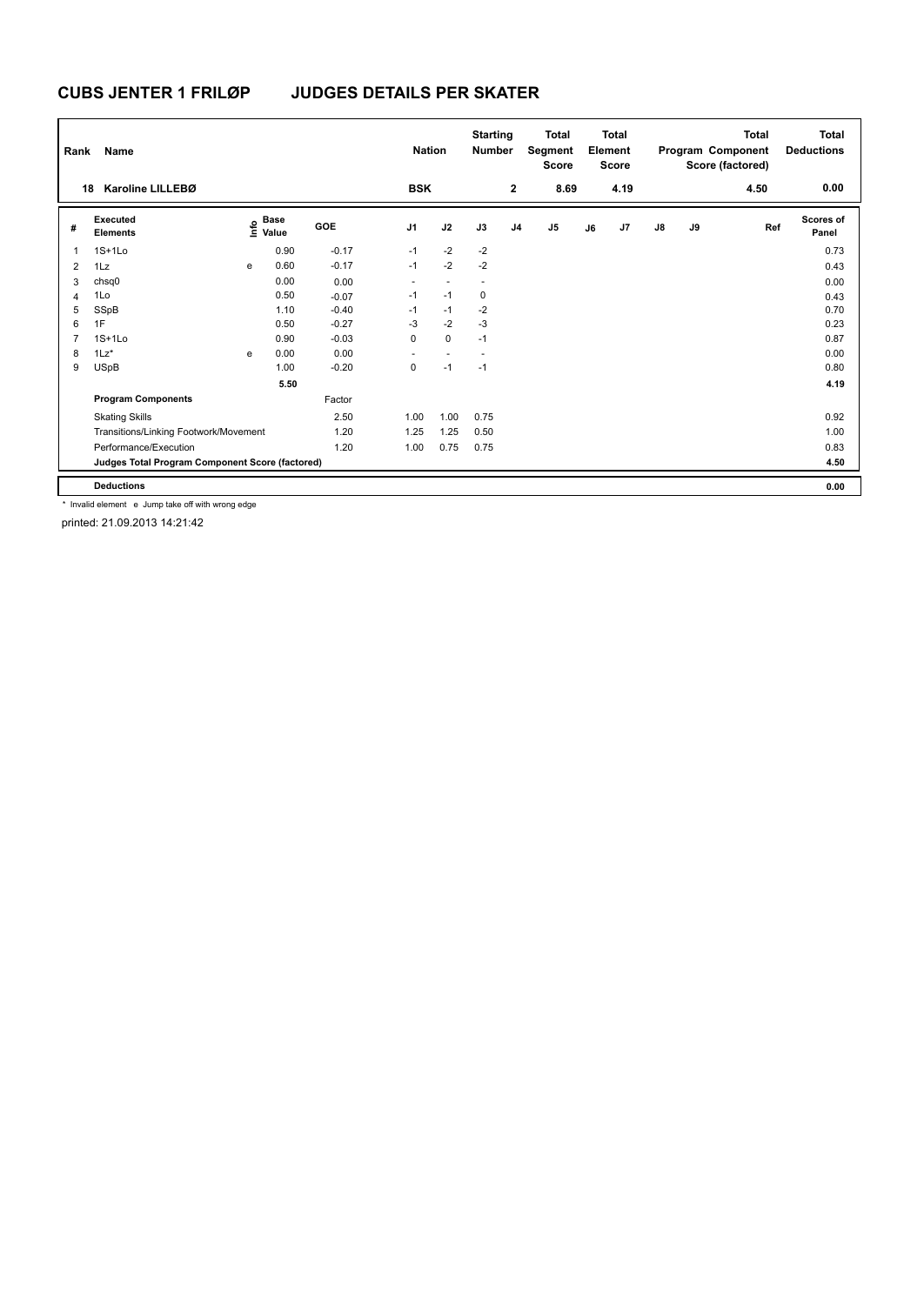# CUBS JENTER 1 FRILØP JUDGES DETAILS PER SKATER

| Rank | Name | Nation | Starting Number | Total Segment Score | Total Element Score | Total Program Component Score (factored) | Total Deductions |
|---|---|---|---|---|---|---|---|
| 18 | Karoline LILLEBØ | BSK | 2 | 8.69 | 4.19 | 4.50 | 0.00 |

| # | Executed Elements | Info | Base Value | GOE | J1 | J2 | J3 | J4 | J5 | J6 | J7 | J8 | J9 | Ref | Scores of Panel |
|---|---|---|---|---|---|---|---|---|---|---|---|---|---|---|---|
| 1 | 1S+1Lo | | 0.90 | -0.17 | -1 | -2 | -2 | | | | | | | | 0.73 |
| 2 | 1Lz | e | 0.60 | -0.17 | -1 | -2 | -2 | | | | | | | | 0.43 |
| 3 | chsq0 | | 0.00 | 0.00 | - | - | - | | | | | | | | 0.00 |
| 4 | 1Lo | | 0.50 | -0.07 | -1 | -1 | 0 | | | | | | | | 0.43 |
| 5 | SSpB | | 1.10 | -0.40 | -1 | -1 | -2 | | | | | | | | 0.70 |
| 6 | 1F | | 0.50 | -0.27 | -3 | -2 | -3 | | | | | | | | 0.23 |
| 7 | 1S+1Lo | | 0.90 | -0.03 | 0 | 0 | -1 | | | | | | | | 0.87 |
| 8 | 1Lz* | e | 0.00 | 0.00 | - | - | - | | | | | | | | 0.00 |
| 9 | USpB | | 1.00 | -0.20 | 0 | -1 | -1 | | | | | | | | 0.80 |
| | | | 5.50 | | | | | | | | | | | | 4.19 |
| | **Program Components** | | | Factor | | | | | | | | | | | |
| | Skating Skills | | | 2.50 | 1.00 | 1.00 | 0.75 | | | | | | | | 0.92 |
| | Transitions/Linking Footwork/Movement | | | 1.20 | 1.25 | 1.25 | 0.50 | | | | | | | | 1.00 |
| | Performance/Execution | | | 1.20 | 1.00 | 0.75 | 0.75 | | | | | | | | 0.83 |
| | **Judges Total Program Component Score (factored)** | | | | | | | | | | | | | | 4.50 |
| | **Deductions** | | | | | | | | | | | | | | 0.00 |

\* Invalid element e Jump take off with wrong edge

printed: 21.09.2013 14:21:42